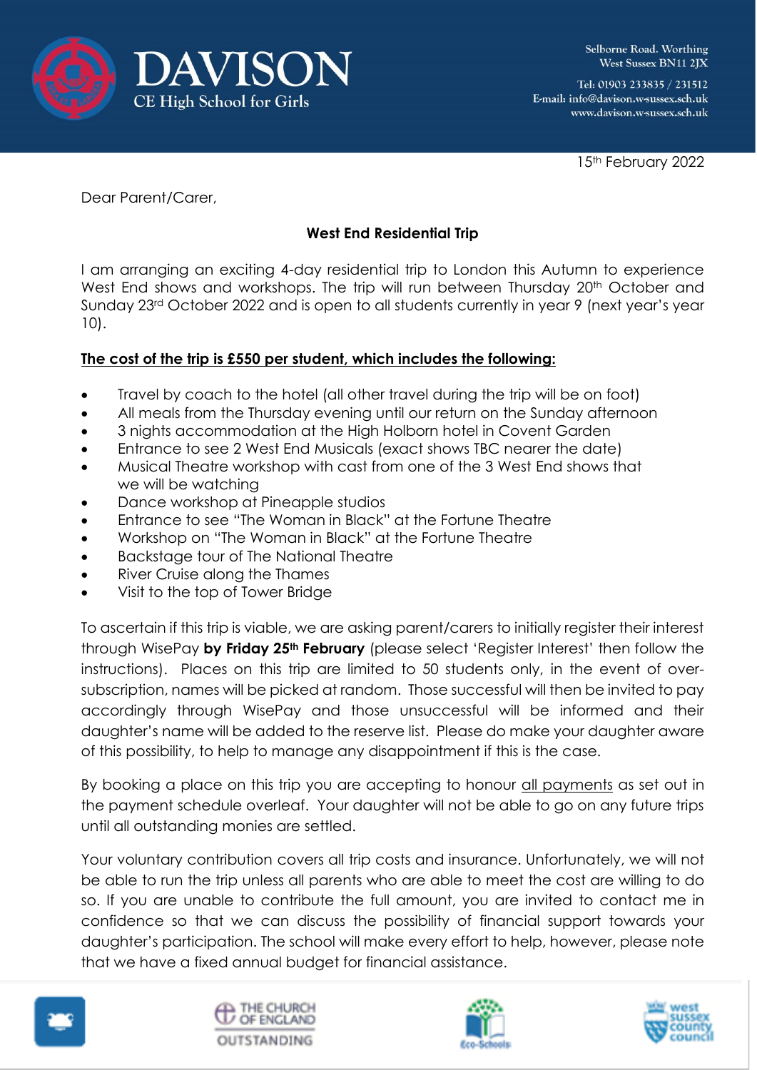**DAVISON**
CE High School for Girls

Selborne Road. Worthing
West Sussex BN11 2JX

Tel: 01903 233835 / 231512
E-mail: info@davison.w-sussex.sch.uk
www.davison.w-sussex.sch.uk

15th February 2022

Dear Parent/Carer,

**West End Residential Trip**

I am arranging an exciting 4-day residential trip to London this Autumn to experience West End shows and workshops. The trip will run between Thursday 20th October and Sunday 23rd October 2022 and is open to all students currently in year 9 (next year's year 10).

**The cost of the trip is £550 per student, which includes the following:**

- Travel by coach to the hotel (all other travel during the trip will be on foot)
- All meals from the Thursday evening until our return on the Sunday afternoon
- 3 nights accommodation at the High Holborn hotel in Covent Garden
- Entrance to see 2 West End Musicals (exact shows TBC nearer the date)
- Musical Theatre workshop with cast from one of the 3 West End shows that we will be watching
- Dance workshop at Pineapple studios
- Entrance to see "The Woman in Black" at the Fortune Theatre
- Workshop on "The Woman in Black" at the Fortune Theatre
- Backstage tour of The National Theatre
- River Cruise along the Thames
- Visit to the top of Tower Bridge

To ascertain if this trip is viable, we are asking parent/carers to initially register their interest through WisePay **by Friday 25th February** (please select 'Register Interest' then follow the instructions). Places on this trip are limited to 50 students only, in the event of over-subscription, names will be picked at random. Those successful will then be invited to pay accordingly through WisePay and those unsuccessful will be informed and their daughter's name will be added to the reserve list. Please do make your daughter aware of this possibility, to help to manage any disappointment if this is the case.

By booking a place on this trip you are accepting to honour all payments as set out in the payment schedule overleaf. Your daughter will not be able to go on any future trips until all outstanding monies are settled.

Your voluntary contribution covers all trip costs and insurance. Unfortunately, we will not be able to run the trip unless all parents who are able to meet the cost are willing to do so. If you are unable to contribute the full amount, you are invited to contact me in confidence so that we can discuss the possibility of financial support towards your daughter's participation. The school will make every effort to help, however, please note that we have a fixed annual budget for financial assistance.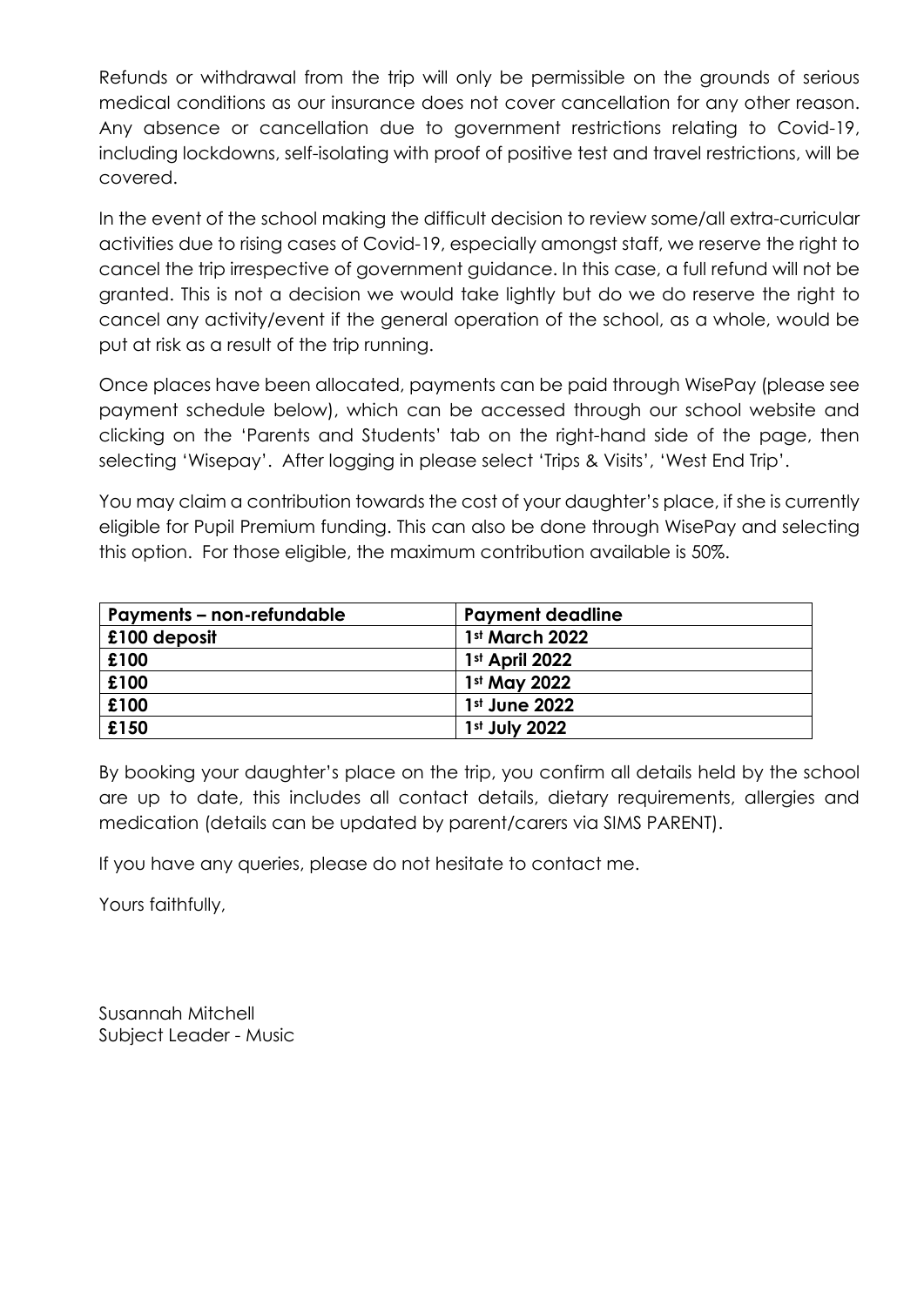Refunds or withdrawal from the trip will only be permissible on the grounds of serious medical conditions as our insurance does not cover cancellation for any other reason. Any absence or cancellation due to government restrictions relating to Covid-19, including lockdowns, self-isolating with proof of positive test and travel restrictions, will be covered.

In the event of the school making the difficult decision to review some/all extra-curricular activities due to rising cases of Covid-19, especially amongst staff, we reserve the right to cancel the trip irrespective of government guidance. In this case, a full refund will not be granted. This is not a decision we would take lightly but do we do reserve the right to cancel any activity/event if the general operation of the school, as a whole, would be put at risk as a result of the trip running.

Once places have been allocated, payments can be paid through WisePay (please see payment schedule below), which can be accessed through our school website and clicking on the 'Parents and Students' tab on the right-hand side of the page, then selecting 'Wisepay'. After logging in please select 'Trips & Visits', 'West End Trip'.

You may claim a contribution towards the cost of your daughter's place, if she is currently eligible for Pupil Premium funding. This can also be done through WisePay and selecting this option. For those eligible, the maximum contribution available is 50%.

| **Payments – non-refundable** | **Payment deadline** |
|---|---|
| **£100 deposit** | **1st March 2022** |
| **£100** | **1st April 2022** |
| **£100** | **1st May 2022** |
| **£100** | **1st June 2022** |
| **£150** | **1st July 2022** |

By booking your daughter's place on the trip, you confirm all details held by the school are up to date, this includes all contact details, dietary requirements, allergies and medication (details can be updated by parent/carers via SIMS PARENT).

If you have any queries, please do not hesitate to contact me.

Yours faithfully,

Susannah Mitchell
Subject Leader - Music